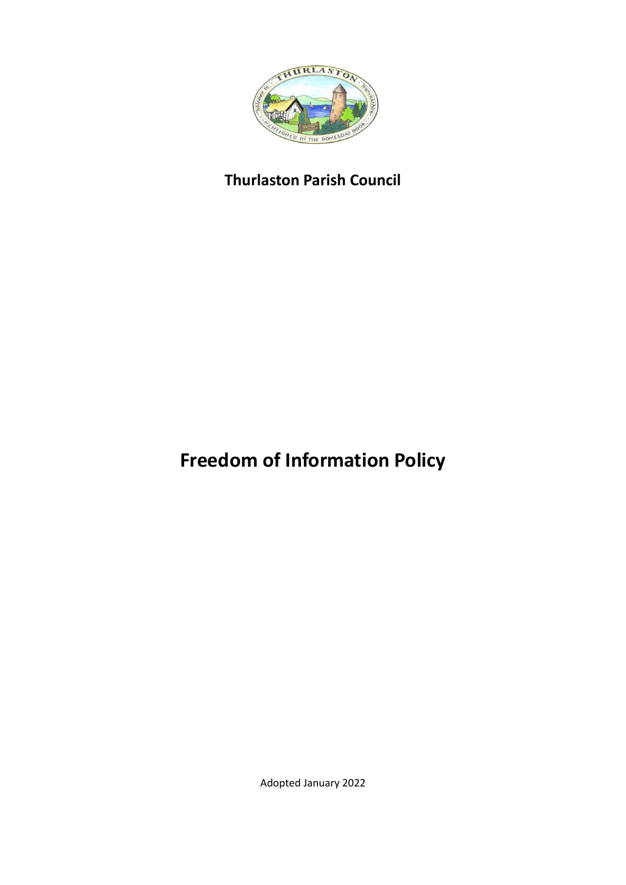**Thurlaston Parish Council**

# Freedom of Information Policy

Adopted January 2022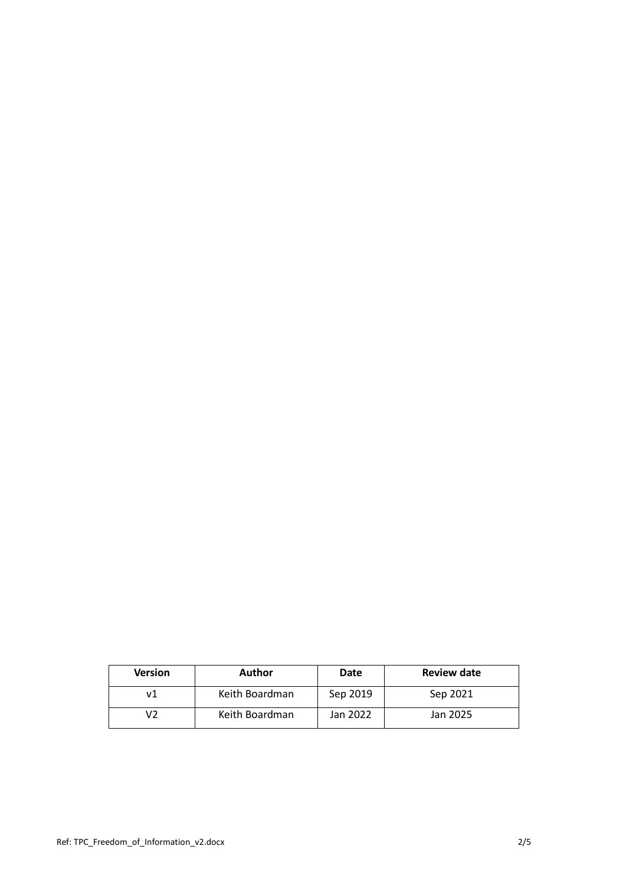| Version | Author | Date | Review date |
| --- | --- | --- | --- |
| v1 | Keith Boardman | Sep 2019 | Sep 2021 |
| V2 | Keith Boardman | Jan 2022 | Jan 2025 |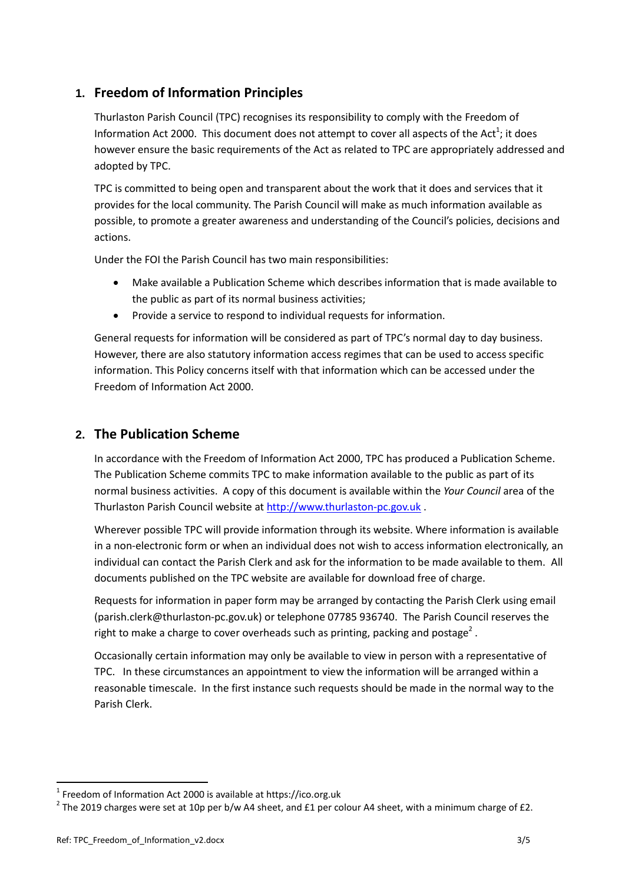## 1. Freedom of Information Principles

Thurlaston Parish Council (TPC) recognises its responsibility to comply with the Freedom of Information Act 2000. This document does not attempt to cover all aspects of the Act[1]; it does however ensure the basic requirements of the Act as related to TPC are appropriately addressed and adopted by TPC.

TPC is committed to being open and transparent about the work that it does and services that it provides for the local community. The Parish Council will make as much information available as possible, to promote a greater awareness and understanding of the Council's policies, decisions and actions.

Under the FOI the Parish Council has two main responsibilities:

- Make available a Publication Scheme which describes information that is made available to the public as part of its normal business activities;
- Provide a service to respond to individual requests for information.

General requests for information will be considered as part of TPC's normal day to day business. However, there are also statutory information access regimes that can be used to access specific information. This Policy concerns itself with that information which can be accessed under the Freedom of Information Act 2000.

## 2. The Publication Scheme

In accordance with the Freedom of Information Act 2000, TPC has produced a Publication Scheme. The Publication Scheme commits TPC to make information available to the public as part of its normal business activities. A copy of this document is available within the *Your Council* area of the Thurlaston Parish Council website at [http://www.thurlaston-pc.gov.uk](http://www.thurlaston-pc.gov.uk) .

Wherever possible TPC will provide information through its website. Where information is available in a non-electronic form or when an individual does not wish to access information electronically, an individual can contact the Parish Clerk and ask for the information to be made available to them. All documents published on the TPC website are available for download free of charge.

Requests for information in paper form may be arranged by contacting the Parish Clerk using email (parish.clerk@thurlaston-pc.gov.uk) or telephone 07785 936740. The Parish Council reserves the right to make a charge to cover overheads such as printing, packing and postage[2] .

Occasionally certain information may only be available to view in person with a representative of TPC. In these circumstances an appointment to view the information will be arranged within a reasonable timescale. In the first instance such requests should be made in the normal way to the Parish Clerk.

---

[1] Freedom of Information Act 2000 is available at https://ico.org.uk

[2] The 2019 charges were set at 10p per b/w A4 sheet, and £1 per colour A4 sheet, with a minimum charge of £2.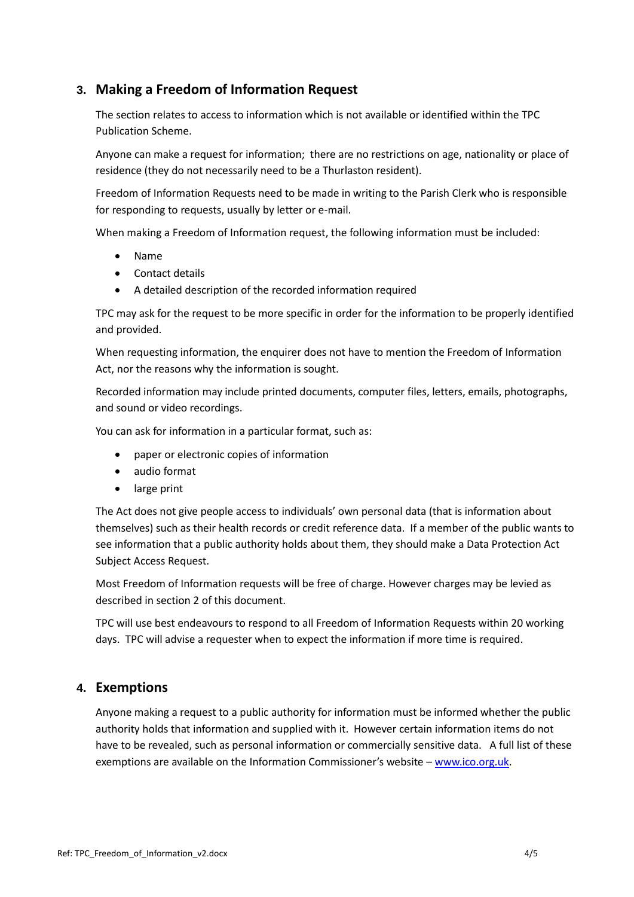## 3. Making a Freedom of Information Request

The section relates to access to information which is not available or identified within the TPC Publication Scheme.

Anyone can make a request for information; there are no restrictions on age, nationality or place of residence (they do not necessarily need to be a Thurlaston resident).

Freedom of Information Requests need to be made in writing to the Parish Clerk who is responsible for responding to requests, usually by letter or e-mail.

When making a Freedom of Information request, the following information must be included:

- Name
- Contact details
- A detailed description of the recorded information required

TPC may ask for the request to be more specific in order for the information to be properly identified and provided.

When requesting information, the enquirer does not have to mention the Freedom of Information Act, nor the reasons why the information is sought.

Recorded information may include printed documents, computer files, letters, emails, photographs, and sound or video recordings.

You can ask for information in a particular format, such as:

- paper or electronic copies of information
- audio format
- large print

The Act does not give people access to individuals' own personal data (that is information about themselves) such as their health records or credit reference data. If a member of the public wants to see information that a public authority holds about them, they should make a Data Protection Act Subject Access Request.

Most Freedom of Information requests will be free of charge. However charges may be levied as described in section 2 of this document.

TPC will use best endeavours to respond to all Freedom of Information Requests within 20 working days. TPC will advise a requester when to expect the information if more time is required.

## 4. Exemptions

Anyone making a request to a public authority for information must be informed whether the public authority holds that information and supplied with it. However certain information items do not have to be revealed, such as personal information or commercially sensitive data. A full list of these exemptions are available on the Information Commissioner's website – [www.ico.org.uk](http://www.ico.org.uk).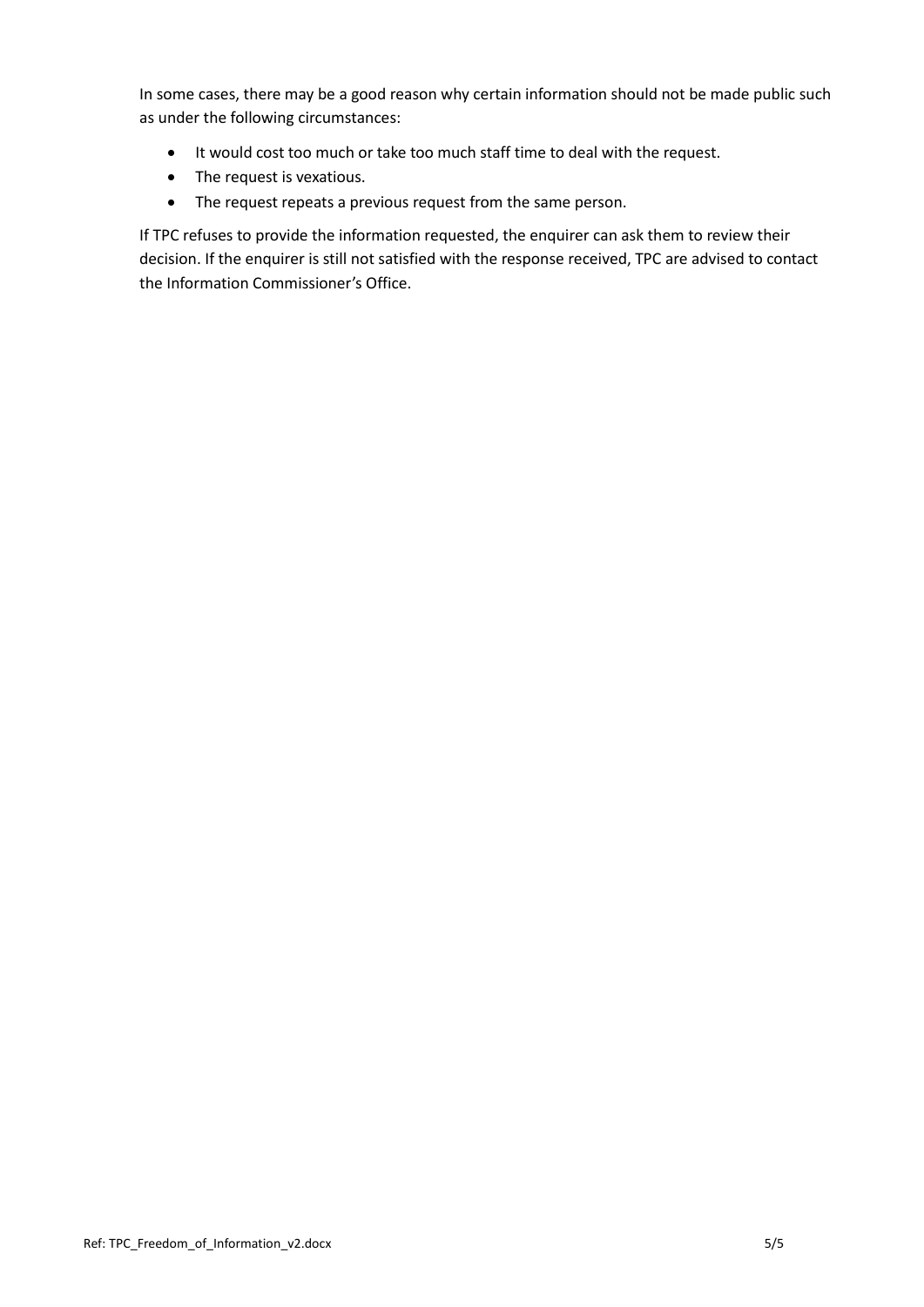In some cases, there may be a good reason why certain information should not be made public such as under the following circumstances:

- It would cost too much or take too much staff time to deal with the request.
- The request is vexatious.
- The request repeats a previous request from the same person.

If TPC refuses to provide the information requested, the enquirer can ask them to review their decision. If the enquirer is still not satisfied with the response received, TPC are advised to contact the Information Commissioner's Office.